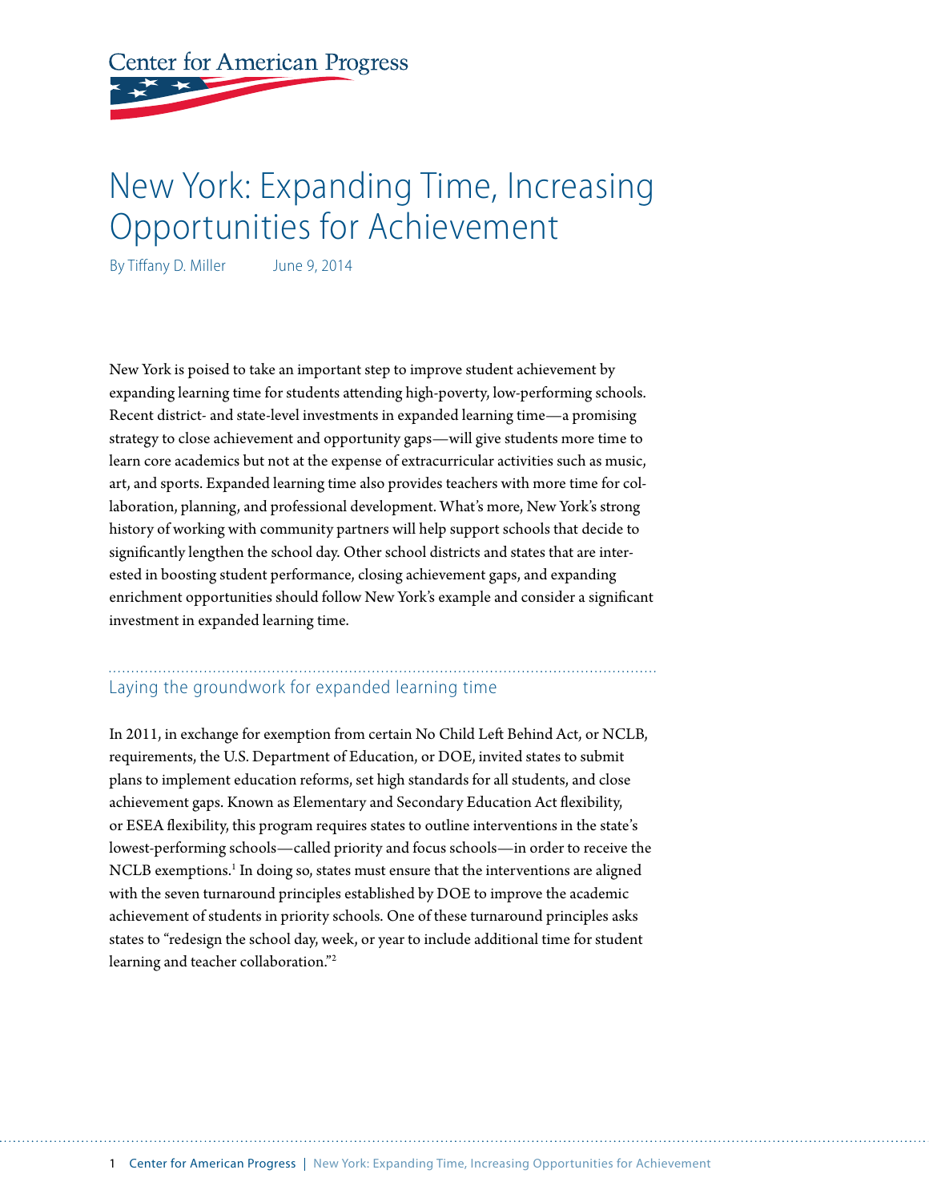Center for American Progress

# New York: Expanding Time, Increasing Opportunities for Achievement

By Tiffany D. Miller  June 9, 2014

New York is poised to take an important step to improve student achievement by expanding learning time for students attending high-poverty, low-performing schools. Recent district- and state-level investments in expanded learning time—a promising strategy to close achievement and opportunity gaps—will give students more time to learn core academics but not at the expense of extracurricular activities such as music, art, and sports. Expanded learning time also provides teachers with more time for collaboration, planning, and professional development. What's more, New York's strong history of working with community partners will help support schools that decide to significantly lengthen the school day. Other school districts and states that are interested in boosting student performance, closing achievement gaps, and expanding enrichment opportunities should follow New York's example and consider a significant investment in expanded learning time.

## Laying the groundwork for expanded learning time

In 2011, in exchange for exemption from certain No Child Left Behind Act, or NCLB, requirements, the U.S. Department of Education, or DOE, invited states to submit plans to implement education reforms, set high standards for all students, and close achievement gaps. Known as Elementary and Secondary Education Act flexibility, or ESEA flexibility, this program requires states to outline interventions in the state's lowest-performing schools—called priority and focus schools—in order to receive the NCLB exemptions.[1] In doing so, states must ensure that the interventions are aligned with the seven turnaround principles established by DOE to improve the academic achievement of students in priority schools. One of these turnaround principles asks states to "redesign the school day, week, or year to include additional time for student learning and teacher collaboration."[2]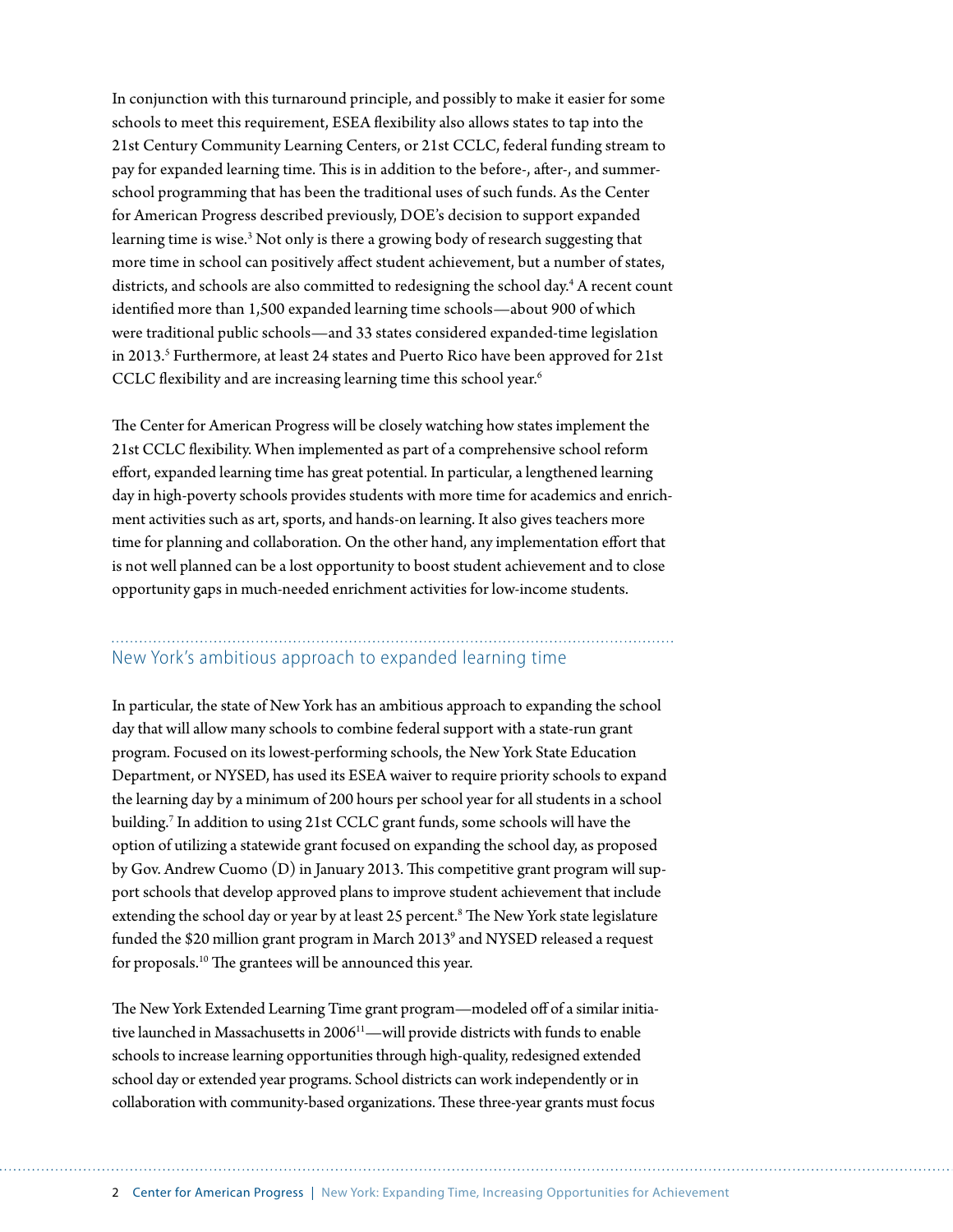In conjunction with this turnaround principle, and possibly to make it easier for some schools to meet this requirement, ESEA flexibility also allows states to tap into the 21st Century Community Learning Centers, or 21st CCLC, federal funding stream to pay for expanded learning time. This is in addition to the before-, after-, and summer-school programming that has been the traditional uses of such funds. As the Center for American Progress described previously, DOE's decision to support expanded learning time is wise.[3] Not only is there a growing body of research suggesting that more time in school can positively affect student achievement, but a number of states, districts, and schools are also committed to redesigning the school day.[4] A recent count identified more than 1,500 expanded learning time schools—about 900 of which were traditional public schools—and 33 states considered expanded-time legislation in 2013.[5] Furthermore, at least 24 states and Puerto Rico have been approved for 21st CCLC flexibility and are increasing learning time this school year.[6]

The Center for American Progress will be closely watching how states implement the 21st CCLC flexibility. When implemented as part of a comprehensive school reform effort, expanded learning time has great potential. In particular, a lengthened learning day in high-poverty schools provides students with more time for academics and enrichment activities such as art, sports, and hands-on learning. It also gives teachers more time for planning and collaboration. On the other hand, any implementation effort that is not well planned can be a lost opportunity to boost student achievement and to close opportunity gaps in much-needed enrichment activities for low-income students.

## New York's ambitious approach to expanded learning time

In particular, the state of New York has an ambitious approach to expanding the school day that will allow many schools to combine federal support with a state-run grant program. Focused on its lowest-performing schools, the New York State Education Department, or NYSED, has used its ESEA waiver to require priority schools to expand the learning day by a minimum of 200 hours per school year for all students in a school building.[7] In addition to using 21st CCLC grant funds, some schools will have the option of utilizing a statewide grant focused on expanding the school day, as proposed by Gov. Andrew Cuomo (D) in January 2013. This competitive grant program will support schools that develop approved plans to improve student achievement that include extending the school day or year by at least 25 percent.[8] The New York state legislature funded the $20 million grant program in March 2013[9] and NYSED released a request for proposals.[10] The grantees will be announced this year.

The New York Extended Learning Time grant program—modeled off of a similar initiative launched in Massachusetts in 2006[11]—will provide districts with funds to enable schools to increase learning opportunities through high-quality, redesigned extended school day or extended year programs. School districts can work independently or in collaboration with community-based organizations. These three-year grants must focus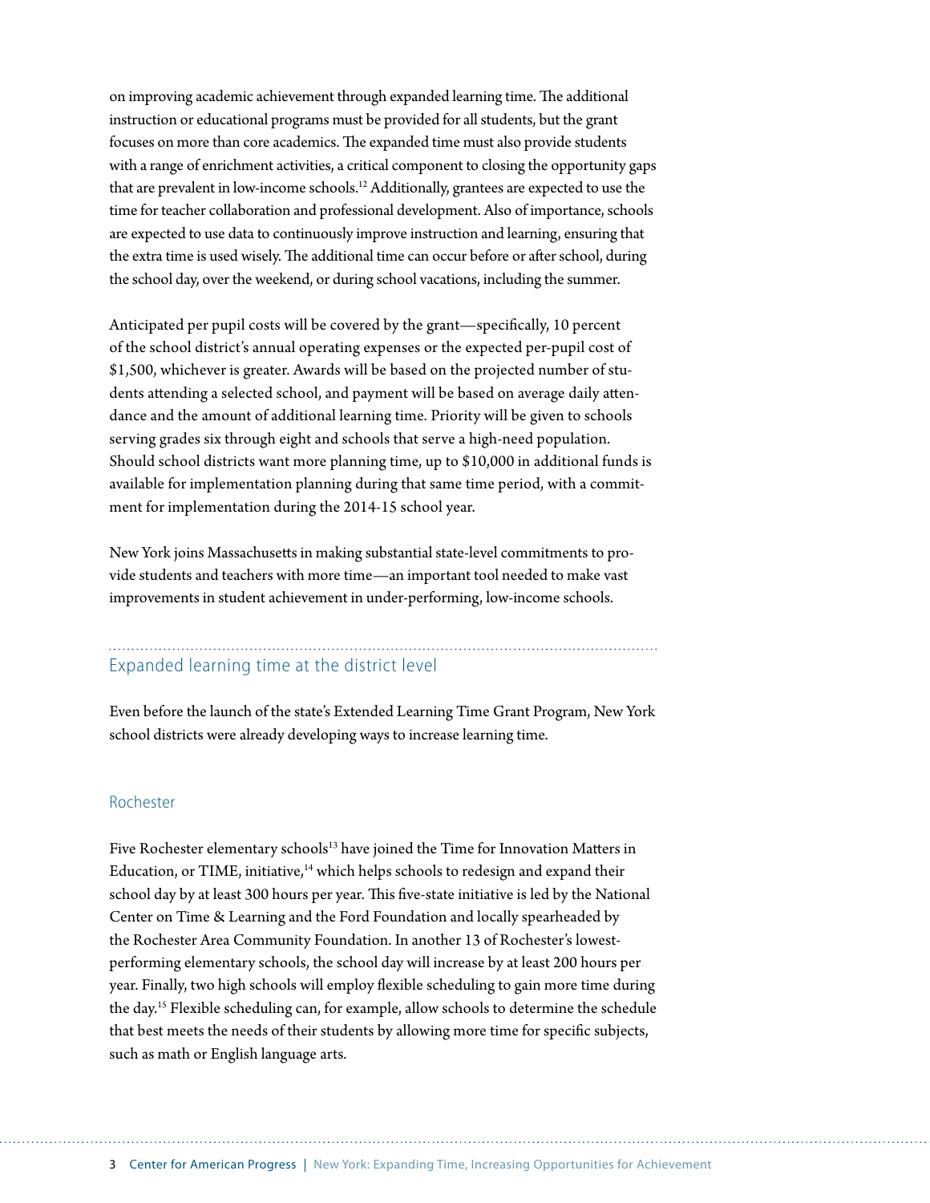on improving academic achievement through expanded learning time. The additional instruction or educational programs must be provided for all students, but the grant focuses on more than core academics. The expanded time must also provide students with a range of enrichment activities, a critical component to closing the opportunity gaps that are prevalent in low-income schools.[12] Additionally, grantees are expected to use the time for teacher collaboration and professional development. Also of importance, schools are expected to use data to continuously improve instruction and learning, ensuring that the extra time is used wisely. The additional time can occur before or after school, during the school day, over the weekend, or during school vacations, including the summer.

Anticipated per pupil costs will be covered by the grant—specifically, 10 percent of the school district's annual operating expenses or the expected per-pupil cost of $1,500, whichever is greater. Awards will be based on the projected number of students attending a selected school, and payment will be based on average daily attendance and the amount of additional learning time. Priority will be given to schools serving grades six through eight and schools that serve a high-need population. Should school districts want more planning time, up to $10,000 in additional funds is available for implementation planning during that same time period, with a commitment for implementation during the 2014-15 school year.

New York joins Massachusetts in making substantial state-level commitments to provide students and teachers with more time—an important tool needed to make vast improvements in student achievement in under-performing, low-income schools.

## Expanded learning time at the district level

Even before the launch of the state's Extended Learning Time Grant Program, New York school districts were already developing ways to increase learning time.

### Rochester

Five Rochester elementary schools[13] have joined the Time for Innovation Matters in Education, or TIME, initiative,[14] which helps schools to redesign and expand their school day by at least 300 hours per year. This five-state initiative is led by the National Center on Time & Learning and the Ford Foundation and locally spearheaded by the Rochester Area Community Foundation. In another 13 of Rochester's lowest-performing elementary schools, the school day will increase by at least 200 hours per year. Finally, two high schools will employ flexible scheduling to gain more time during the day.[15] Flexible scheduling can, for example, allow schools to determine the schedule that best meets the needs of their students by allowing more time for specific subjects, such as math or English language arts.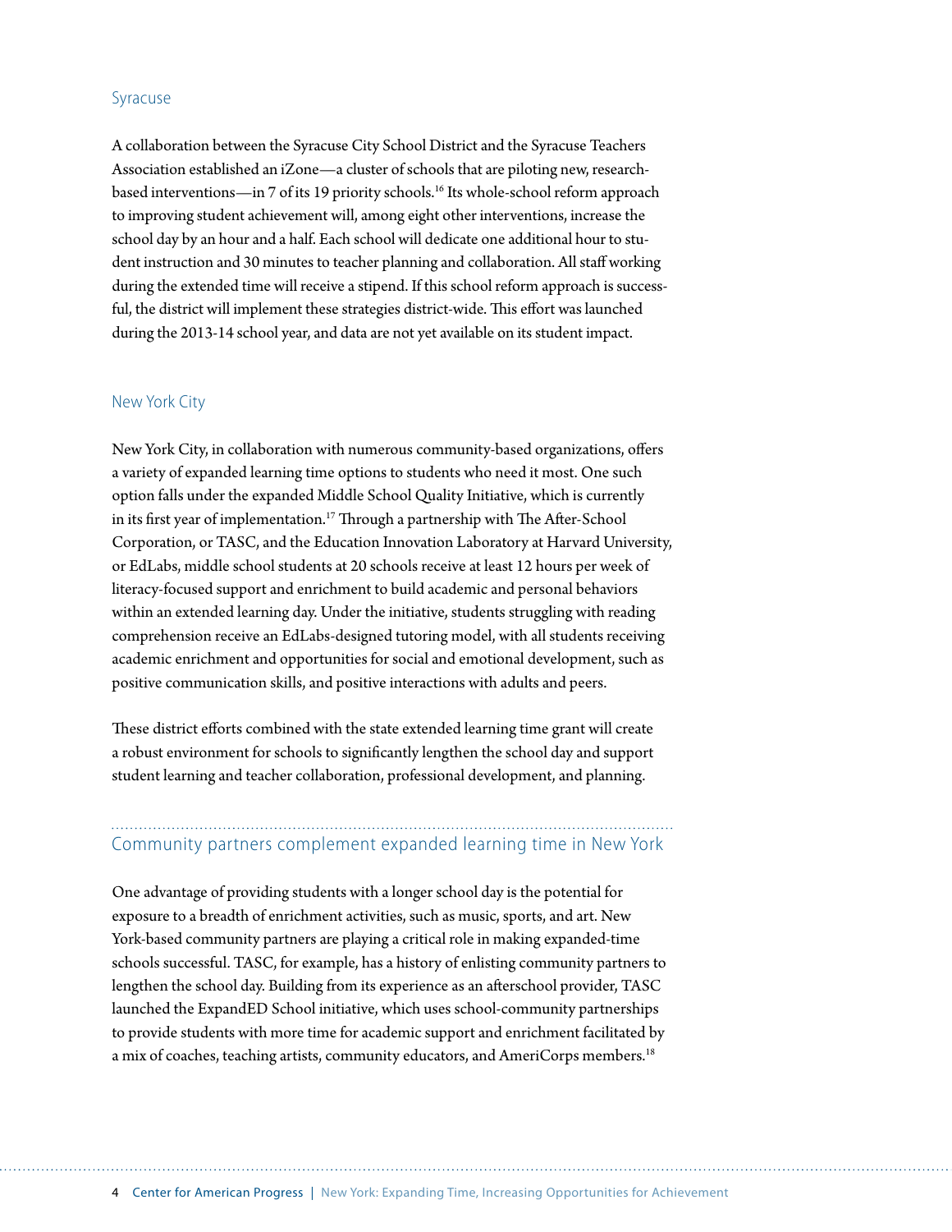### Syracuse

A collaboration between the Syracuse City School District and the Syracuse Teachers Association established an iZone—a cluster of schools that are piloting new, research-based interventions—in 7 of its 19 priority schools.[16] Its whole-school reform approach to improving student achievement will, among eight other interventions, increase the school day by an hour and a half. Each school will dedicate one additional hour to student instruction and 30 minutes to teacher planning and collaboration. All staff working during the extended time will receive a stipend. If this school reform approach is successful, the district will implement these strategies district-wide. This effort was launched during the 2013-14 school year, and data are not yet available on its student impact.

### New York City

New York City, in collaboration with numerous community-based organizations, offers a variety of expanded learning time options to students who need it most. One such option falls under the expanded Middle School Quality Initiative, which is currently in its first year of implementation.[17] Through a partnership with The After-School Corporation, or TASC, and the Education Innovation Laboratory at Harvard University, or EdLabs, middle school students at 20 schools receive at least 12 hours per week of literacy-focused support and enrichment to build academic and personal behaviors within an extended learning day. Under the initiative, students struggling with reading comprehension receive an EdLabs-designed tutoring model, with all students receiving academic enrichment and opportunities for social and emotional development, such as positive communication skills, and positive interactions with adults and peers.

These district efforts combined with the state extended learning time grant will create a robust environment for schools to significantly lengthen the school day and support student learning and teacher collaboration, professional development, and planning.

## Community partners complement expanded learning time in New York

One advantage of providing students with a longer school day is the potential for exposure to a breadth of enrichment activities, such as music, sports, and art. New York-based community partners are playing a critical role in making expanded-time schools successful. TASC, for example, has a history of enlisting community partners to lengthen the school day. Building from its experience as an afterschool provider, TASC launched the ExpandED School initiative, which uses school-community partnerships to provide students with more time for academic support and enrichment facilitated by a mix of coaches, teaching artists, community educators, and AmeriCorps members.[18]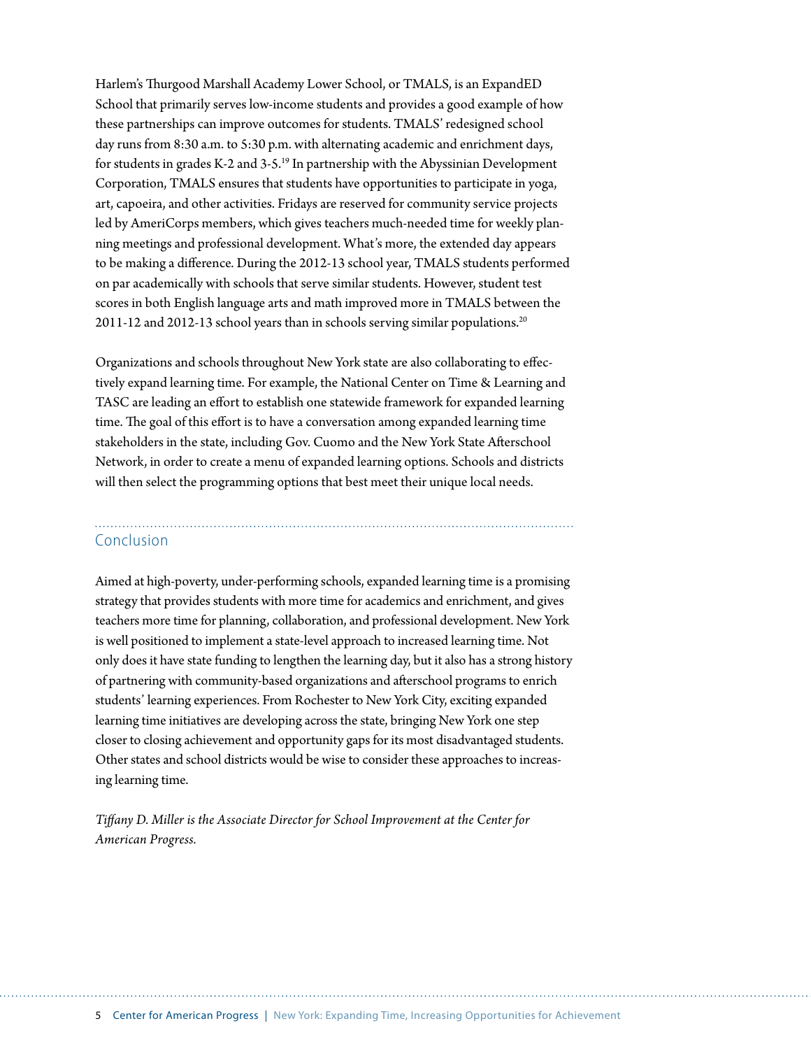Harlem's Thurgood Marshall Academy Lower School, or TMALS, is an ExpandED School that primarily serves low-income students and provides a good example of how these partnerships can improve outcomes for students. TMALS' redesigned school day runs from 8:30 a.m. to 5:30 p.m. with alternating academic and enrichment days, for students in grades K-2 and 3-5.[19] In partnership with the Abyssinian Development Corporation, TMALS ensures that students have opportunities to participate in yoga, art, capoeira, and other activities. Fridays are reserved for community service projects led by AmeriCorps members, which gives teachers much-needed time for weekly planning meetings and professional development. What's more, the extended day appears to be making a difference. During the 2012-13 school year, TMALS students performed on par academically with schools that serve similar students. However, student test scores in both English language arts and math improved more in TMALS between the 2011-12 and 2012-13 school years than in schools serving similar populations.[20]

Organizations and schools throughout New York state are also collaborating to effectively expand learning time. For example, the National Center on Time & Learning and TASC are leading an effort to establish one statewide framework for expanded learning time. The goal of this effort is to have a conversation among expanded learning time stakeholders in the state, including Gov. Cuomo and the New York State Afterschool Network, in order to create a menu of expanded learning options. Schools and districts will then select the programming options that best meet their unique local needs.

## Conclusion

Aimed at high-poverty, under-performing schools, expanded learning time is a promising strategy that provides students with more time for academics and enrichment, and gives teachers more time for planning, collaboration, and professional development. New York is well positioned to implement a state-level approach to increased learning time. Not only does it have state funding to lengthen the learning day, but it also has a strong history of partnering with community-based organizations and afterschool programs to enrich students' learning experiences. From Rochester to New York City, exciting expanded learning time initiatives are developing across the state, bringing New York one step closer to closing achievement and opportunity gaps for its most disadvantaged students. Other states and school districts would be wise to consider these approaches to increasing learning time.

*Tiffany D. Miller is the Associate Director for School Improvement at the Center for American Progress.*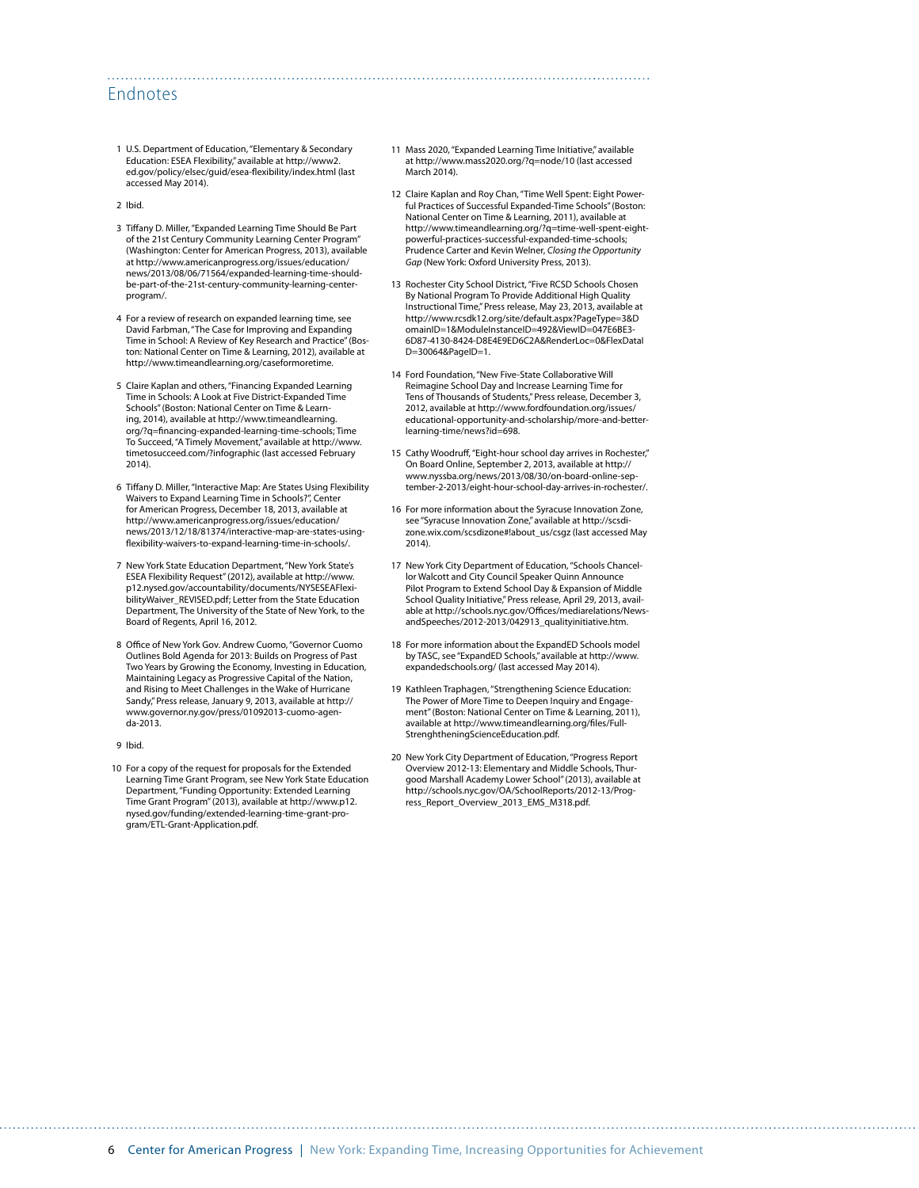## Endnotes

1. U.S. Department of Education, "Elementary & Secondary Education: ESEA Flexibility," available at http://www2.ed.gov/policy/elsec/guid/esea-flexibility/index.html (last accessed May 2014).

2. Ibid.

3. Tiffany D. Miller, "Expanded Learning Time Should Be Part of the 21st Century Community Learning Center Program" (Washington: Center for American Progress, 2013), available at http://www.americanprogress.org/issues/education/news/2013/08/06/71564/expanded-learning-time-should-be-part-of-the-21st-century-community-learning-center-program/.

4. For a review of research on expanded learning time, see David Farbman, "The Case for Improving and Expanding Time in School: A Review of Key Research and Practice" (Boston: National Center on Time & Learning, 2012), available at http://www.timeandlearning.org/caseformoretime.

5. Claire Kaplan and others, "Financing Expanded Learning Time in Schools: A Look at Five District-Expanded Time Schools" (Boston: National Center on Time & Learning, 2014), available at http://www.timeandlearning.org/?q=financing-expanded-learning-time-schools; Time To Succeed, "A Timely Movement," available at http://www.timetosucceed.com/?infographic (last accessed February 2014).

6. Tiffany D. Miller, "Interactive Map: Are States Using Flexibility Waivers to Expand Learning Time in Schools?", Center for American Progress, December 18, 2013, available at http://www.americanprogress.org/issues/education/news/2013/12/18/81374/interactive-map-are-states-using-flexibility-waivers-to-expand-learning-time-in-schools/.

7. New York State Education Department, "New York State's ESEA Flexibility Request" (2012), available at http://www.p12.nysed.gov/accountability/documents/NYSESEAFlexibilityWaiver_REVISED.pdf; Letter from the State Education Department, The University of the State of New York, to the Board of Regents, April 16, 2012.

8. Office of New York Gov. Andrew Cuomo, "Governor Cuomo Outlines Bold Agenda for 2013: Builds on Progress of Past Two Years by Growing the Economy, Investing in Education, Maintaining Legacy as Progressive Capital of the Nation, and Rising to Meet Challenges in the Wake of Hurricane Sandy," Press release, January 9, 2013, available at http://www.governor.ny.gov/press/01092013-cuomo-agenda-2013.

9. Ibid.

10. For a copy of the request for proposals for the Extended Learning Time Grant Program, see New York State Education Department, "Funding Opportunity: Extended Learning Time Grant Program" (2013), available at http://www.p12.nysed.gov/funding/extended-learning-time-grant-program/ETL-Grant-Application.pdf.

11. Mass 2020, "Expanded Learning Time Initiative," available at http://www.mass2020.org/?q=node/10 (last accessed March 2014).

12. Claire Kaplan and Roy Chan, "Time Well Spent: Eight Powerful Practices of Successful Expanded-Time Schools" (Boston: National Center on Time & Learning, 2011), available at http://www.timeandlearning.org/?q=time-well-spent-eight-powerful-practices-successful-expanded-time-schools; Prudence Carter and Kevin Welner, *Closing the Opportunity Gap* (New York: Oxford University Press, 2013).

13. Rochester City School District, "Five RCSD Schools Chosen By National Program To Provide Additional High Quality Instructional Time," Press release, May 23, 2013, available at http://www.rcsdk12.org/site/default.aspx?PageType=3&DomainID=1&ModuleInstanceID=492&ViewID=047E6BE3-6D87-4130-8424-D8E4E9ED6C2A&RenderLoc=0&FlexDataID=30064&PageID=1.

14. Ford Foundation, "New Five-State Collaborative Will Reimagine School Day and Increase Learning Time for Tens of Thousands of Students," Press release, December 3, 2012, available at http://www.fordfoundation.org/issues/educational-opportunity-and-scholarship/more-and-better-learning-time/news?id=698.

15. Cathy Woodruff, "Eight-hour school day arrives in Rochester," On Board Online, September 2, 2013, available at http://www.nyssba.org/news/2013/08/30/on-board-online-september-2-2013/eight-hour-school-day-arrives-in-rochester/.

16. For more information about the Syracuse Innovation Zone, see "Syracuse Innovation Zone," available at http://scsdizone.wix.com/scsdizone#!about_us/csgz (last accessed May 2014).

17. New York City Department of Education, "Schools Chancellor Walcott and City Council Speaker Quinn Announce Pilot Program to Extend School Day & Expansion of Middle School Quality Initiative," Press release, April 29, 2013, available at http://schools.nyc.gov/Offices/mediarelations/NewsandSpeeches/2012-2013/042913_qualityinitiative.htm.

18. For more information about the ExpandED Schools model by TASC, see "ExpandED Schools," available at http://www.expandedschools.org/ (last accessed May 2014).

19. Kathleen Traphagen, "Strengthening Science Education: The Power of More Time to Deepen Inquiry and Engagement" (Boston: National Center on Time & Learning, 2011), available at http://www.timeandlearning.org/files/Full-StrenghtheningScienceEducation.pdf.

20. New York City Department of Education, "Progress Report Overview 2012-13: Elementary and Middle Schools, Thurgood Marshall Academy Lower School" (2013), available at http://schools.nyc.gov/OA/SchoolReports/2012-13/Progress_Report_Overview_2013_EMS_M318.pdf.